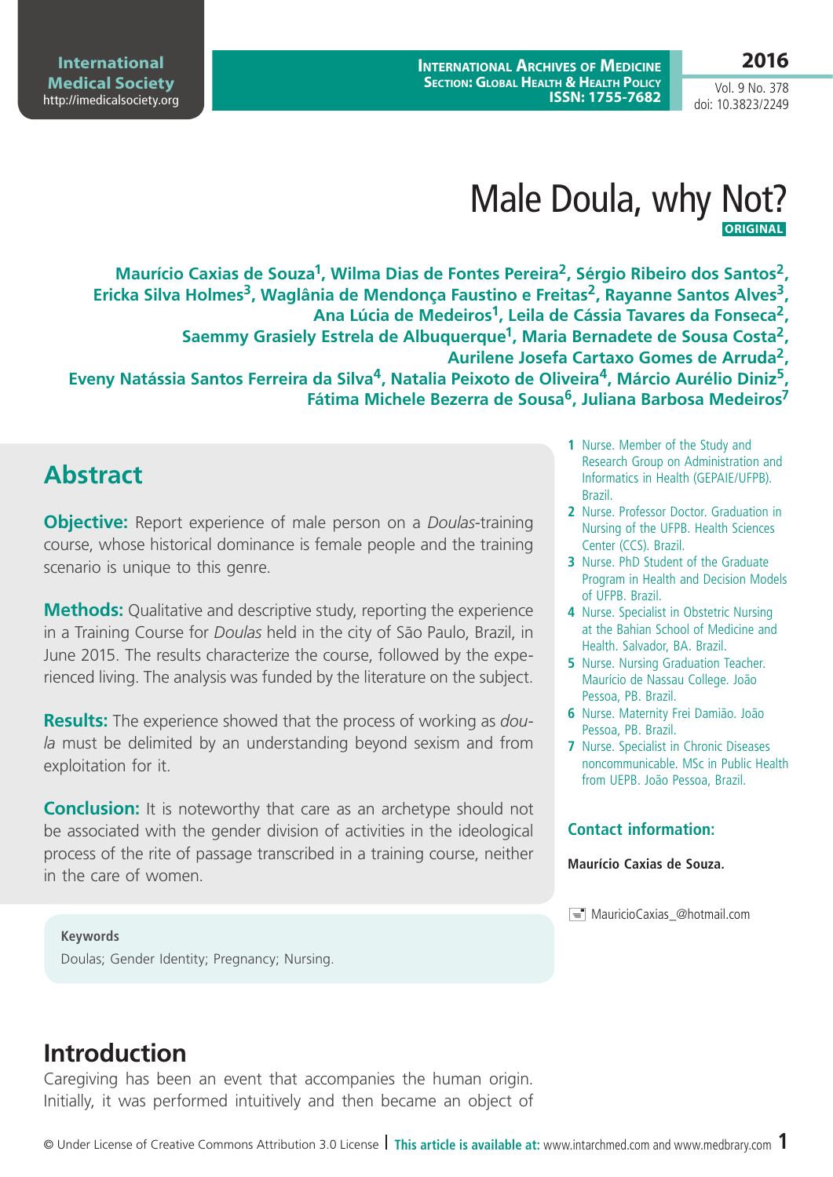# Male Doula, why Not?

**ORIGINAL**

**Maurício Caxias de Souza[1], Wilma Dias de Fontes Pereira[2], Sérgio Ribeiro dos Santos[2], Ericka Silva Holmes[3], Waglânia de Mendonça Faustino e Freitas[2], Rayanne Santos Alves[3], Ana Lúcia de Medeiros[1], Leila de Cássia Tavares da Fonseca[2], Saemmy Grasiely Estrela de Albuquerque[1], Maria Bernadete de Sousa Costa[2], Aurilene Josefa Cartaxo Gomes de Arruda[2], Eveny Natássia Santos Ferreira da Silva[4], Natalia Peixoto de Oliveira[4], Márcio Aurélio Diniz[5], Fátima Michele Bezerra de Sousa[6], Juliana Barbosa Medeiros[7]**

1. Nurse. Member of the Study and Research Group on Administration and Informatics in Health (GEPAIE/UFPB). Brazil.
2. Nurse. Professor Doctor. Graduation in Nursing of the UFPB. Health Sciences Center (CCS). Brazil.
3. Nurse. PhD Student of the Graduate Program in Health and Decision Models of UFPB. Brazil.
4. Nurse. Specialist in Obstetric Nursing at the Bahian School of Medicine and Health. Salvador, BA. Brazil.
5. Nurse. Nursing Graduation Teacher. Maurício de Nassau College. João Pessoa, PB. Brazil.
6. Nurse. Maternity Frei Damião. João Pessoa, PB. Brazil.
7. Nurse. Specialist in Chronic Diseases noncommunicable. MSc in Public Health from UEPB. João Pessoa, Brazil.

**Contact information:**

**Maurício Caxias de Souza.**

MauricioCaxias_@hotmail.com

## Abstract

**Objective:** Report experience of male person on a *Doulas*-training course, whose historical dominance is female people and the training scenario is unique to this genre.

**Methods:** Qualitative and descriptive study, reporting the experience in a Training Course for *Doulas* held in the city of São Paulo, Brazil, in June 2015. The results characterize the course, followed by the experienced living. The analysis was funded by the literature on the subject.

**Results:** The experience showed that the process of working as *doula* must be delimited by an understanding beyond sexism and from exploitation for it.

**Conclusion:** It is noteworthy that care as an archetype should not be associated with the gender division of activities in the ideological process of the rite of passage transcribed in a training course, neither in the care of women.

**Keywords**

Doulas; Gender Identity; Pregnancy; Nursing.

## Introduction

Caregiving has been an event that accompanies the human origin. Initially, it was performed intuitively and then became an object of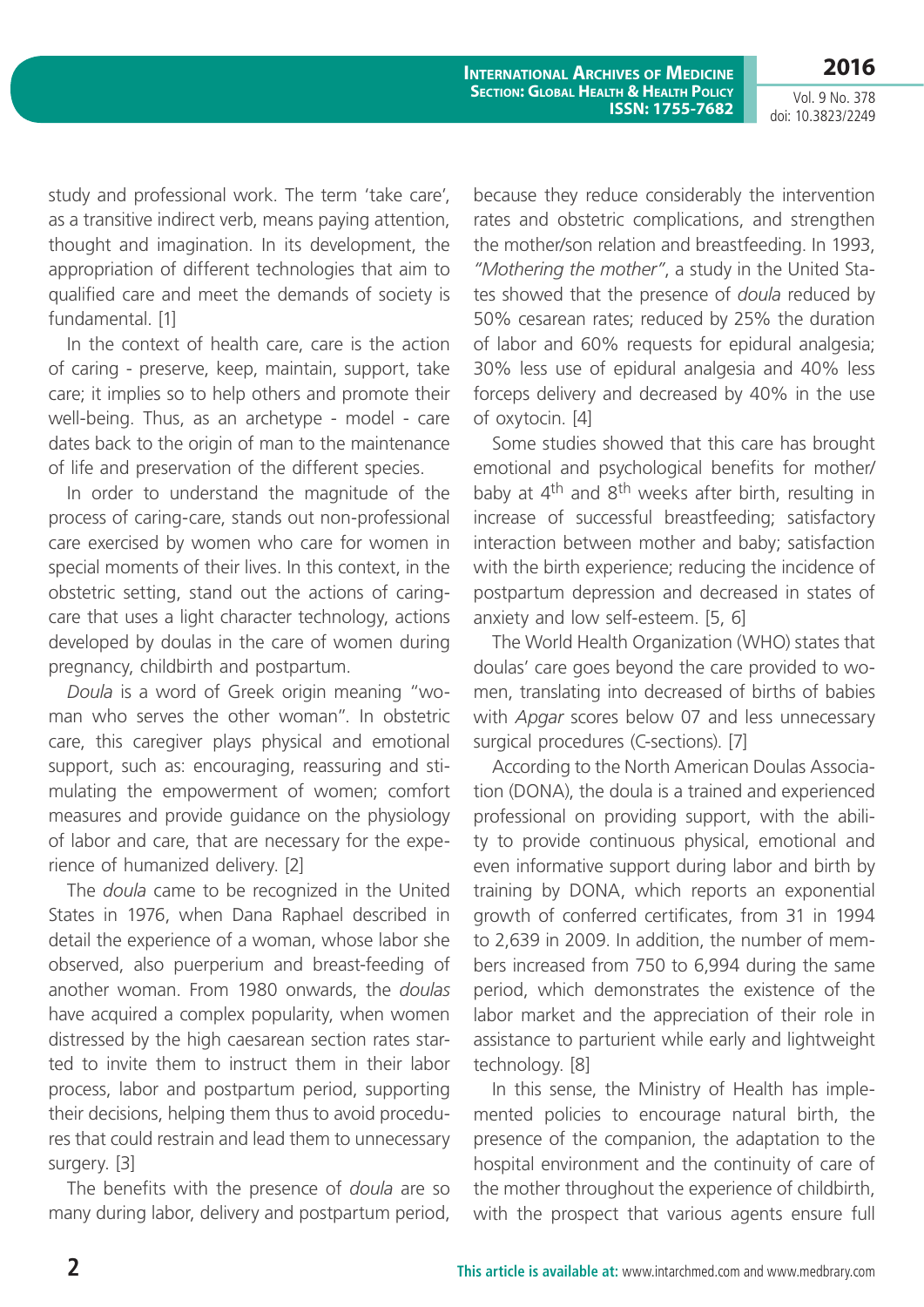study and professional work. The term 'take care', as a transitive indirect verb, means paying attention, thought and imagination. In its development, the appropriation of different technologies that aim to qualified care and meet the demands of society is fundamental. [1]

In the context of health care, care is the action of caring - preserve, keep, maintain, support, take care; it implies so to help others and promote their well-being. Thus, as an archetype - model - care dates back to the origin of man to the maintenance of life and preservation of the different species.

In order to understand the magnitude of the process of caring-care, stands out non-professional care exercised by women who care for women in special moments of their lives. In this context, in the obstetric setting, stand out the actions of caring-care that uses a light character technology, actions developed by doulas in the care of women during pregnancy, childbirth and postpartum.

*Doula* is a word of Greek origin meaning "woman who serves the other woman". In obstetric care, this caregiver plays physical and emotional support, such as: encouraging, reassuring and stimulating the empowerment of women; comfort measures and provide guidance on the physiology of labor and care, that are necessary for the experience of humanized delivery. [2]

The *doula* came to be recognized in the United States in 1976, when Dana Raphael described in detail the experience of a woman, whose labor she observed, also puerperium and breast-feeding of another woman. From 1980 onwards, the *doulas* have acquired a complex popularity, when women distressed by the high caesarean section rates started to invite them to instruct them in their labor process, labor and postpartum period, supporting their decisions, helping them thus to avoid procedures that could restrain and lead them to unnecessary surgery. [3]

The benefits with the presence of *doula* are so many during labor, delivery and postpartum period, because they reduce considerably the intervention rates and obstetric complications, and strengthen the mother/son relation and breastfeeding. In 1993, *"Mothering the mother"*, a study in the United States showed that the presence of *doula* reduced by 50% cesarean rates; reduced by 25% the duration of labor and 60% requests for epidural analgesia; 30% less use of epidural analgesia and 40% less forceps delivery and decreased by 40% in the use of oxytocin. [4]

Some studies showed that this care has brought emotional and psychological benefits for mother/baby at 4th and 8th weeks after birth, resulting in increase of successful breastfeeding; satisfactory interaction between mother and baby; satisfaction with the birth experience; reducing the incidence of postpartum depression and decreased in states of anxiety and low self-esteem. [5, 6]

The World Health Organization (WHO) states that doulas' care goes beyond the care provided to women, translating into decreased of births of babies with *Apgar* scores below 07 and less unnecessary surgical procedures (C-sections). [7]

According to the North American Doulas Association (DONA), the doula is a trained and experienced professional on providing support, with the ability to provide continuous physical, emotional and even informative support during labor and birth by training by DONA, which reports an exponential growth of conferred certificates, from 31 in 1994 to 2,639 in 2009. In addition, the number of members increased from 750 to 6,994 during the same period, which demonstrates the existence of the labor market and the appreciation of their role in assistance to parturient while early and lightweight technology. [8]

In this sense, the Ministry of Health has implemented policies to encourage natural birth, the presence of the companion, the adaptation to the hospital environment and the continuity of care of the mother throughout the experience of childbirth, with the prospect that various agents ensure full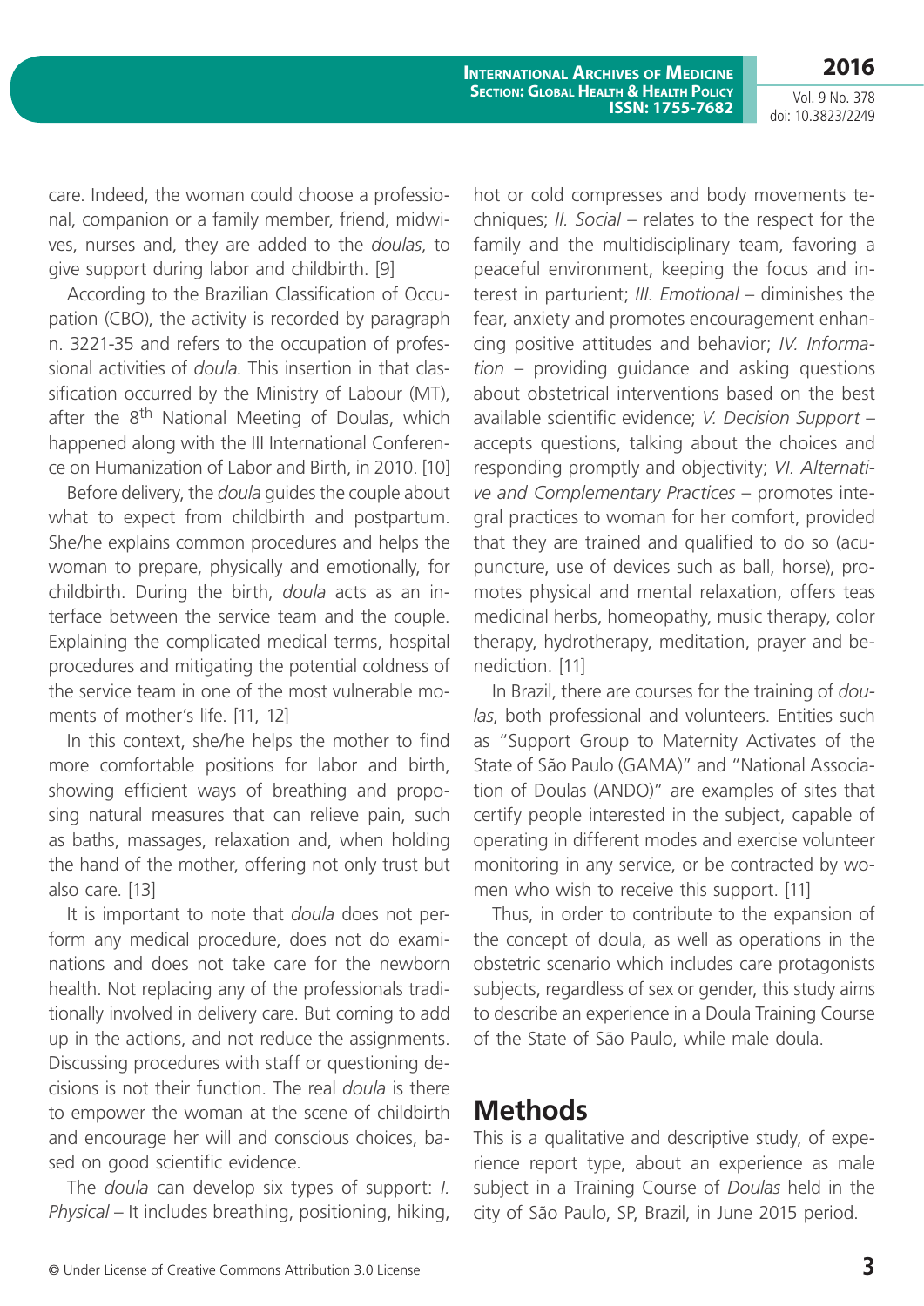care. Indeed, the woman could choose a professional, companion or a family member, friend, midwives, nurses and, they are added to the *doulas*, to give support during labor and childbirth. [9]

According to the Brazilian Classification of Occupation (CBO), the activity is recorded by paragraph n. 3221-35 and refers to the occupation of professional activities of *doula*. This insertion in that classification occurred by the Ministry of Labour (MT), after the 8th National Meeting of Doulas, which happened along with the III International Conference on Humanization of Labor and Birth, in 2010. [10]

Before delivery, the *doula* guides the couple about what to expect from childbirth and postpartum. She/he explains common procedures and helps the woman to prepare, physically and emotionally, for childbirth. During the birth, *doula* acts as an interface between the service team and the couple. Explaining the complicated medical terms, hospital procedures and mitigating the potential coldness of the service team in one of the most vulnerable moments of mother's life. [11, 12]

In this context, she/he helps the mother to find more comfortable positions for labor and birth, showing efficient ways of breathing and proposing natural measures that can relieve pain, such as baths, massages, relaxation and, when holding the hand of the mother, offering not only trust but also care. [13]

It is important to note that *doula* does not perform any medical procedure, does not do examinations and does not take care for the newborn health. Not replacing any of the professionals traditionally involved in delivery care. But coming to add up in the actions, and not reduce the assignments. Discussing procedures with staff or questioning decisions is not their function. The real *doula* is there to empower the woman at the scene of childbirth and encourage her will and conscious choices, based on good scientific evidence.

The *doula* can develop six types of support: *I. Physical* – It includes breathing, positioning, hiking, hot or cold compresses and body movements techniques; *II. Social* – relates to the respect for the family and the multidisciplinary team, favoring a peaceful environment, keeping the focus and interest in parturient; *III. Emotional* – diminishes the fear, anxiety and promotes encouragement enhancing positive attitudes and behavior; *IV. Information* – providing guidance and asking questions about obstetrical interventions based on the best available scientific evidence; *V. Decision Support* – accepts questions, talking about the choices and responding promptly and objectivity; *VI. Alternative and Complementary Practices* – promotes integral practices to woman for her comfort, provided that they are trained and qualified to do so (acupuncture, use of devices such as ball, horse), promotes physical and mental relaxation, offers teas medicinal herbs, homeopathy, music therapy, color therapy, hydrotherapy, meditation, prayer and benediction. [11]

In Brazil, there are courses for the training of *doulas*, both professional and volunteers. Entities such as "Support Group to Maternity Activates of the State of São Paulo (GAMA)" and "National Association of Doulas (ANDO)" are examples of sites that certify people interested in the subject, capable of operating in different modes and exercise volunteer monitoring in any service, or be contracted by women who wish to receive this support. [11]

Thus, in order to contribute to the expansion of the concept of doula, as well as operations in the obstetric scenario which includes care protagonists subjects, regardless of sex or gender, this study aims to describe an experience in a Doula Training Course of the State of São Paulo, while male doula.

## Methods

This is a qualitative and descriptive study, of experience report type, about an experience as male subject in a Training Course of *Doulas* held in the city of São Paulo, SP, Brazil, in June 2015 period.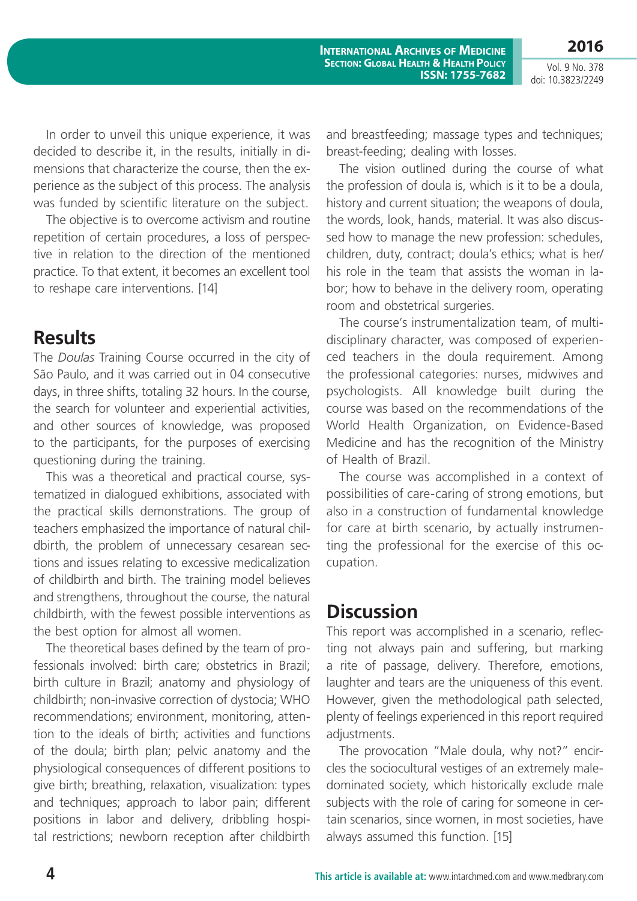In order to unveil this unique experience, it was decided to describe it, in the results, initially in dimensions that characterize the course, then the experience as the subject of this process. The analysis was funded by scientific literature on the subject.

The objective is to overcome activism and routine repetition of certain procedures, a loss of perspective in relation to the direction of the mentioned practice. To that extent, it becomes an excellent tool to reshape care interventions. [14]

## Results

The *Doulas* Training Course occurred in the city of São Paulo, and it was carried out in 04 consecutive days, in three shifts, totaling 32 hours. In the course, the search for volunteer and experiential activities, and other sources of knowledge, was proposed to the participants, for the purposes of exercising questioning during the training.

This was a theoretical and practical course, systematized in dialogued exhibitions, associated with the practical skills demonstrations. The group of teachers emphasized the importance of natural childbirth, the problem of unnecessary cesarean sections and issues relating to excessive medicalization of childbirth and birth. The training model believes and strengthens, throughout the course, the natural childbirth, with the fewest possible interventions as the best option for almost all women.

The theoretical bases defined by the team of professionals involved: birth care; obstetrics in Brazil; birth culture in Brazil; anatomy and physiology of childbirth; non-invasive correction of dystocia; WHO recommendations; environment, monitoring, attention to the ideals of birth; activities and functions of the doula; birth plan; pelvic anatomy and the physiological consequences of different positions to give birth; breathing, relaxation, visualization: types and techniques; approach to labor pain; different positions in labor and delivery, dribbling hospital restrictions; newborn reception after childbirth and breastfeeding; massage types and techniques; breast-feeding; dealing with losses.

The vision outlined during the course of what the profession of doula is, which is it to be a doula, history and current situation; the weapons of doula, the words, look, hands, material. It was also discussed how to manage the new profession: schedules, children, duty, contract; doula's ethics; what is her/his role in the team that assists the woman in labor; how to behave in the delivery room, operating room and obstetrical surgeries.

The course's instrumentalization team, of multidisciplinary character, was composed of experienced teachers in the doula requirement. Among the professional categories: nurses, midwives and psychologists. All knowledge built during the course was based on the recommendations of the World Health Organization, on Evidence-Based Medicine and has the recognition of the Ministry of Health of Brazil.

The course was accomplished in a context of possibilities of care-caring of strong emotions, but also in a construction of fundamental knowledge for care at birth scenario, by actually instrumenting the professional for the exercise of this occupation.

## Discussion

This report was accomplished in a scenario, reflecting not always pain and suffering, but marking a rite of passage, delivery. Therefore, emotions, laughter and tears are the uniqueness of this event. However, given the methodological path selected, plenty of feelings experienced in this report required adjustments.

The provocation "Male doula, why not?" encircles the sociocultural vestiges of an extremely male-dominated society, which historically exclude male subjects with the role of caring for someone in certain scenarios, since women, in most societies, have always assumed this function. [15]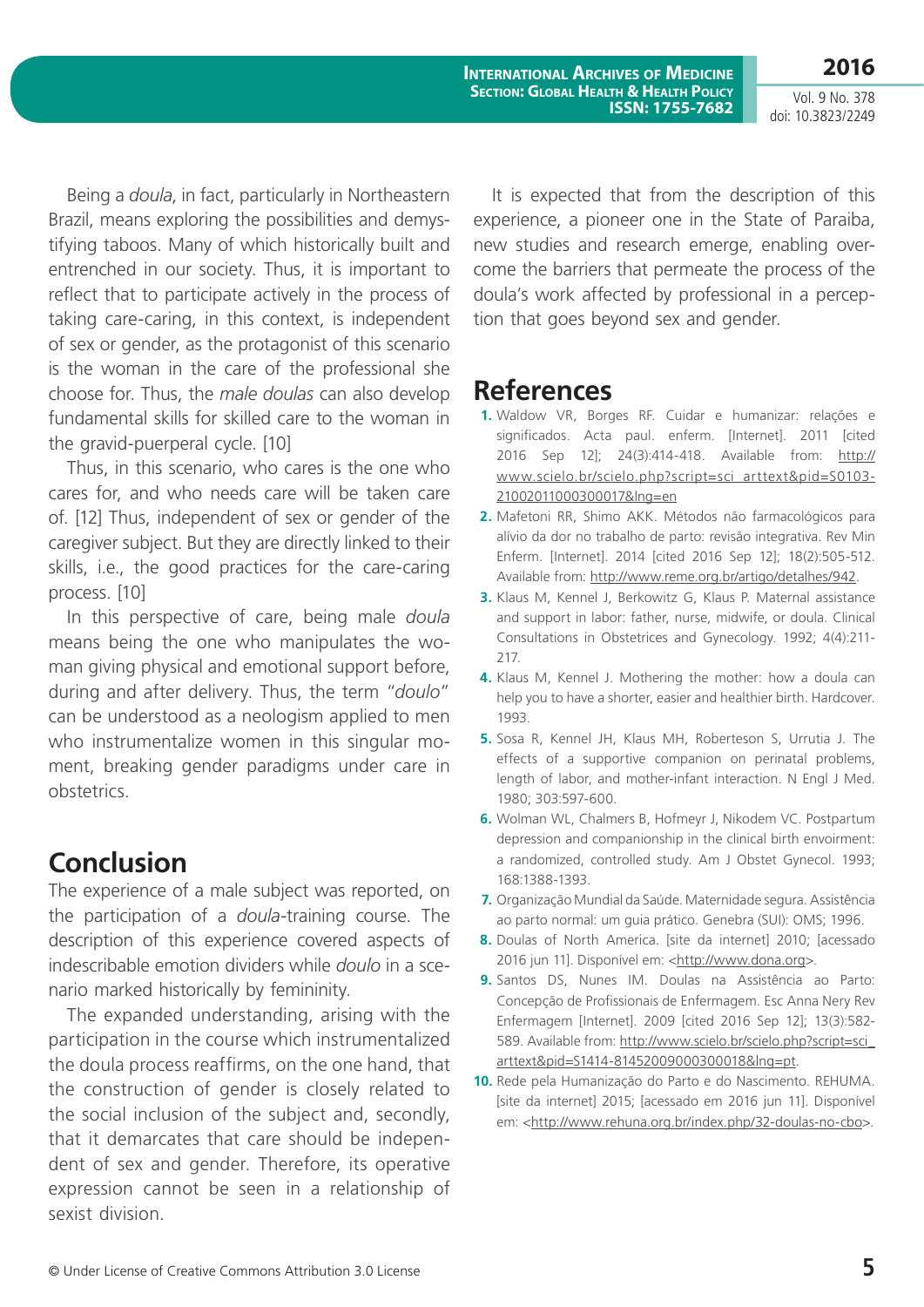Being a *doula*, in fact, particularly in Northeastern Brazil, means exploring the possibilities and demystifying taboos. Many of which historically built and entrenched in our society. Thus, it is important to reflect that to participate actively in the process of taking care-caring, in this context, is independent of sex or gender, as the protagonist of this scenario is the woman in the care of the professional she choose for. Thus, the *male doulas* can also develop fundamental skills for skilled care to the woman in the gravid-puerperal cycle. [10]

Thus, in this scenario, who cares is the one who cares for, and who needs care will be taken care of. [12] Thus, independent of sex or gender of the caregiver subject. But they are directly linked to their skills, i.e., the good practices for the care-caring process. [10]

In this perspective of care, being male *doula* means being the one who manipulates the woman giving physical and emotional support before, during and after delivery. Thus, the term "*doulo*" can be understood as a neologism applied to men who instrumentalize women in this singular moment, breaking gender paradigms under care in obstetrics.

## Conclusion

The experience of a male subject was reported, on the participation of a *doula*-training course. The description of this experience covered aspects of indescribable emotion dividers while *doulo* in a scenario marked historically by femininity.

The expanded understanding, arising with the participation in the course which instrumentalized the doula process reaffirms, on the one hand, that the construction of gender is closely related to the social inclusion of the subject and, secondly, that it demarcates that care should be independent of sex and gender. Therefore, its operative expression cannot be seen in a relationship of sexist division.

It is expected that from the description of this experience, a pioneer one in the State of Paraiba, new studies and research emerge, enabling overcome the barriers that permeate the process of the doula's work affected by professional in a perception that goes beyond sex and gender.

## References

1. Waldow VR, Borges RF. Cuidar e humanizar: relações e significados. Acta paul. enferm. [Internet]. 2011 [cited 2016 Sep 12]; 24(3):414-418. Available from: http://www.scielo.br/scielo.php?script=sci_arttext&pid=S0103-21002011000300017&lng=en
2. Mafetoni RR, Shimo AKK. Métodos não farmacológicos para alívio da dor no trabalho de parto: revisão integrativa. Rev Min Enferm. [Internet]. 2014 [cited 2016 Sep 12]; 18(2):505-512. Available from: http://www.reme.org.br/artigo/detalhes/942.
3. Klaus M, Kennel J, Berkowitz G, Klaus P. Maternal assistance and support in labor: father, nurse, midwife, or doula. Clinical Consultations in Obstetrices and Gynecology. 1992; 4(4):211-217.
4. Klaus M, Kennel J. Mothering the mother: how a doula can help you to have a shorter, easier and healthier birth. Hardcover. 1993.
5. Sosa R, Kennel JH, Klaus MH, Roberteson S, Urrutia J. The effects of a supportive companion on perinatal problems, length of labor, and mother-infant interaction. N Engl J Med. 1980; 303:597-600.
6. Wolman WL, Chalmers B, Hofmeyr J, Nikodem VC. Postpartum depression and companionship in the clinical birth envoirment: a randomized, controlled study. Am J Obstet Gynecol. 1993; 168:1388-1393.
7. Organização Mundial da Saúde. Maternidade segura. Assistência ao parto normal: um guia prático. Genebra (SUI): OMS; 1996.
8. Doulas of North America. [site da internet] 2010; [acessado 2016 jun 11]. Disponível em: <http://www.dona.org>.
9. Santos DS, Nunes IM. Doulas na Assistência ao Parto: Concepção de Profissionais de Enfermagem. Esc Anna Nery Rev Enfermagem [Internet]. 2009 [cited 2016 Sep 12]; 13(3):582-589. Available from: http://www.scielo.br/scielo.php?script=sci_arttext&pid=S1414-81452009000300018&lng=pt.
10. Rede pela Humanização do Parto e do Nascimento. REHUMA. [site da internet] 2015; [acessado em 2016 jun 11]. Disponível em: <http://www.rehuna.org.br/index.php/32-doulas-no-cbo>.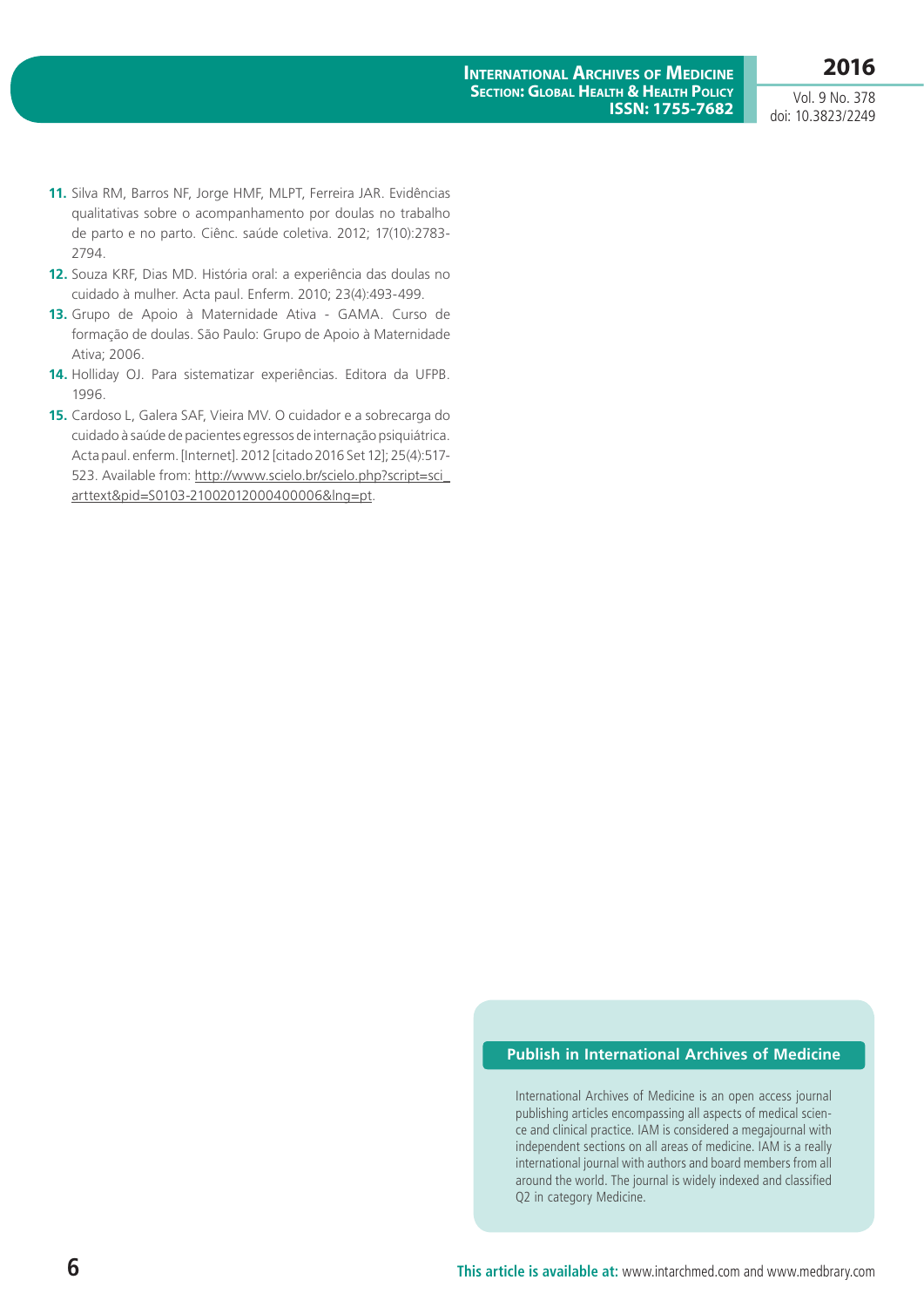11. Silva RM, Barros NF, Jorge HMF, MLPT, Ferreira JAR. Evidências qualitativas sobre o acompanhamento por doulas no trabalho de parto e no parto. Ciênc. saúde coletiva. 2012; 17(10):2783-2794.
12. Souza KRF, Dias MD. História oral: a experiência das doulas no cuidado à mulher. Acta paul. Enferm. 2010; 23(4):493-499.
13. Grupo de Apoio à Maternidade Ativa - GAMA. Curso de formação de doulas. São Paulo: Grupo de Apoio à Maternidade Ativa; 2006.
14. Holliday OJ. Para sistematizar experiências. Editora da UFPB. 1996.
15. Cardoso L, Galera SAF, Vieira MV. O cuidador e a sobrecarga do cuidado à saúde de pacientes egressos de internação psiquiátrica. Acta paul. enferm. [Internet]. 2012 [citado 2016 Set 12]; 25(4):517-523. Available from: http://www.scielo.br/scielo.php?script=sci_arttext&pid=S0103-21002012000400006&lng=pt.

**Publish in International Archives of Medicine**

International Archives of Medicine is an open access journal publishing articles encompassing all aspects of medical science and clinical practice. IAM is considered a megajournal with independent sections on all areas of medicine. IAM is a really international journal with authors and board members from all around the world. The journal is widely indexed and classified Q2 in category Medicine.